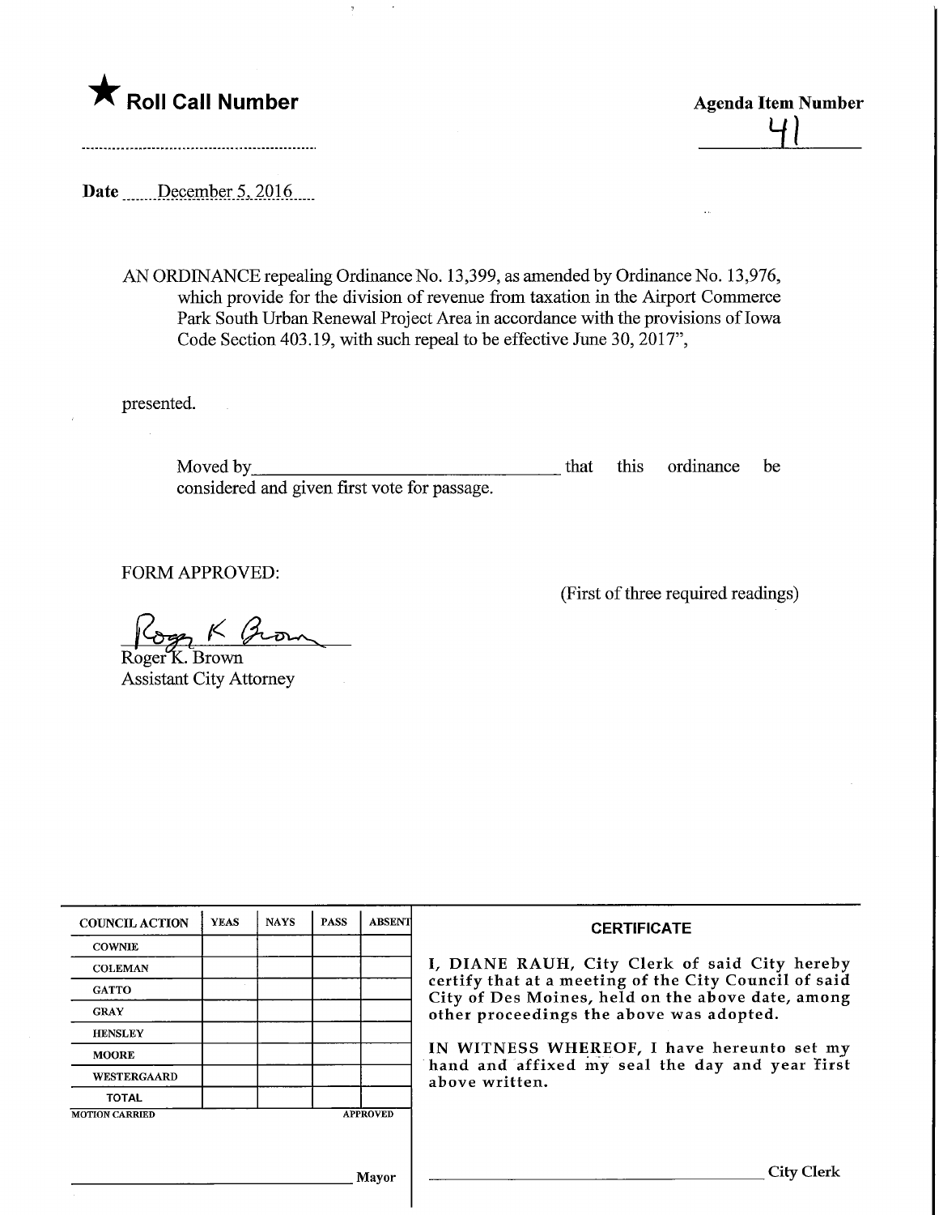★ **Roll Call Number**

**Agenda Item Number**
41

**Date** December 5, 2016

AN ORDINANCE repealing Ordinance No. 13,399, as amended by Ordinance No. 13,976, which provide for the division of revenue from taxation in the Airport Commerce Park South Urban Renewal Project Area in accordance with the provisions of Iowa Code Section 403.19, with such repeal to be effective June 30, 2017",

presented.

Moved by\_\_\_\_\_\_\_\_\_\_\_\_\_\_\_\_\_\_\_\_\_\_\_\_\_\_\_\_\_\_\_\_\_\_ that this ordinance be considered and given first vote for passage.

FORM APPROVED:

(First of three required readings)

Roger K. Brown
Roger K. Brown
Assistant City Attorney

| COUNCIL ACTION | YEAS | NAYS | PASS | ABSENT |
|---|---|---|---|---|
| COWNIE | | | | |
| COLEMAN | | | | |
| GATTO | | | | |
| GRAY | | | | |
| HENSLEY | | | | |
| MOORE | | | | |
| WESTERGAARD | | | | |
| TOTAL | | | | |

MOTION CARRIED APPROVED

\_\_\_\_\_\_\_\_\_\_\_\_\_\_\_\_\_\_\_\_\_\_\_\_\_\_\_\_\_\_ Mayor

**CERTIFICATE**

I, DIANE RAUH, City Clerk of said City hereby certify that at a meeting of the City Council of said City of Des Moines, held on the above date, among other proceedings the above was adopted.

IN WITNESS WHEREOF, I have hereunto set my hand and affixed my seal the day and year first above written.

\_\_\_\_\_\_\_\_\_\_\_\_\_\_\_\_\_\_\_\_\_\_\_\_\_\_\_\_\_\_ City Clerk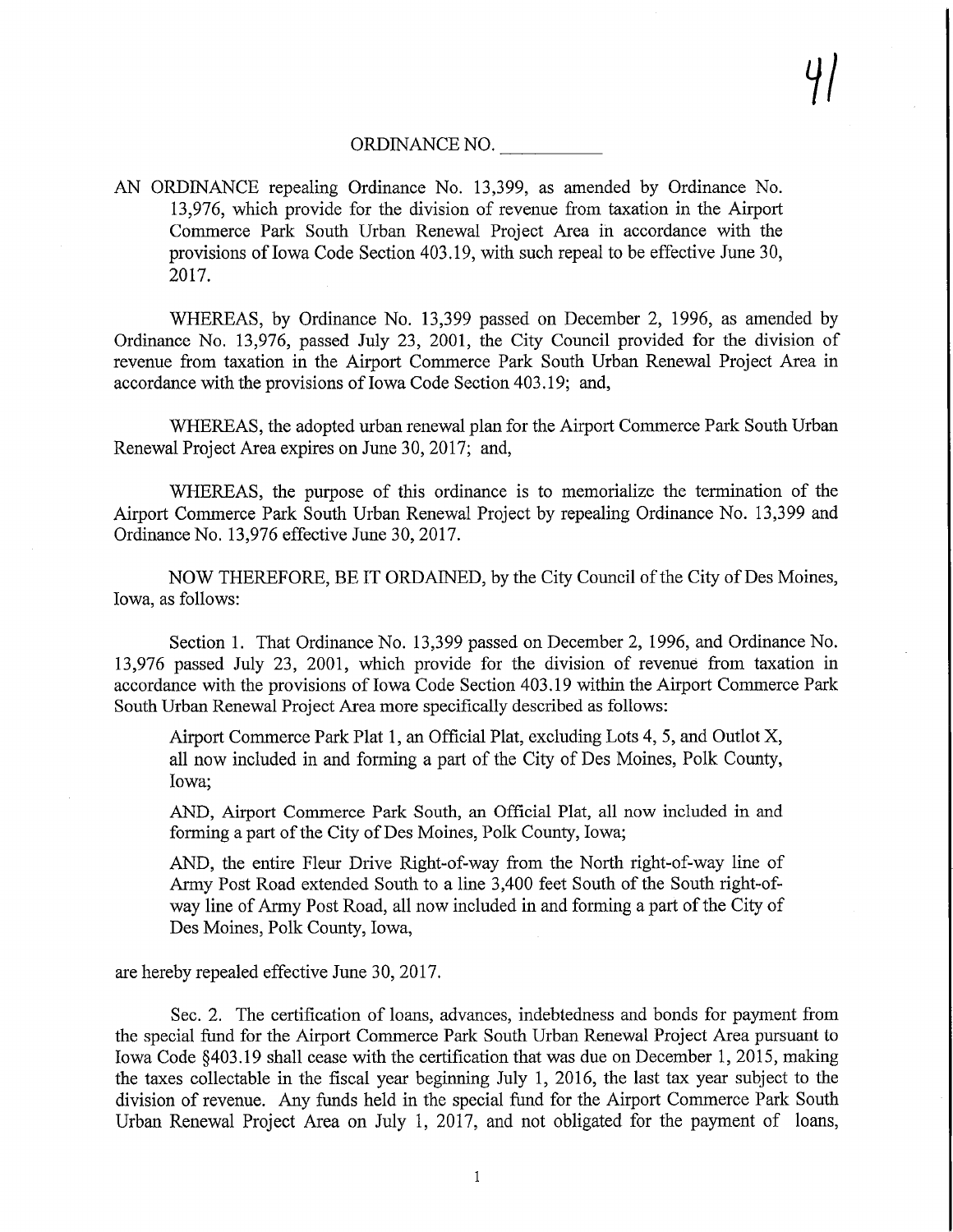41

ORDINANCE NO. __________

AN ORDINANCE repealing Ordinance No. 13,399, as amended by Ordinance No. 13,976, which provide for the division of revenue from taxation in the Airport Commerce Park South Urban Renewal Project Area in accordance with the provisions of Iowa Code Section 403.19, with such repeal to be effective June 30, 2017.

WHEREAS, by Ordinance No. 13,399 passed on December 2, 1996, as amended by Ordinance No. 13,976, passed July 23, 2001, the City Council provided for the division of revenue from taxation in the Airport Commerce Park South Urban Renewal Project Area in accordance with the provisions of Iowa Code Section 403.19; and,

WHEREAS, the adopted urban renewal plan for the Airport Commerce Park South Urban Renewal Project Area expires on June 30, 2017; and,

WHEREAS, the purpose of this ordinance is to memorialize the termination of the Airport Commerce Park South Urban Renewal Project by repealing Ordinance No. 13,399 and Ordinance No. 13,976 effective June 30, 2017.

NOW THEREFORE, BE IT ORDAINED, by the City Council of the City of Des Moines, Iowa, as follows:

Section 1. That Ordinance No. 13,399 passed on December 2, 1996, and Ordinance No. 13,976 passed July 23, 2001, which provide for the division of revenue from taxation in accordance with the provisions of Iowa Code Section 403.19 within the Airport Commerce Park South Urban Renewal Project Area more specifically described as follows:

> Airport Commerce Park Plat 1, an Official Plat, excluding Lots 4, 5, and Outlot X, all now included in and forming a part of the City of Des Moines, Polk County, Iowa;
>
> AND, Airport Commerce Park South, an Official Plat, all now included in and forming a part of the City of Des Moines, Polk County, Iowa;
>
> AND, the entire Fleur Drive Right-of-way from the North right-of-way line of Army Post Road extended South to a line 3,400 feet South of the South right-of-way line of Army Post Road, all now included in and forming a part of the City of Des Moines, Polk County, Iowa,

are hereby repealed effective June 30, 2017.

Sec. 2. The certification of loans, advances, indebtedness and bonds for payment from the special fund for the Airport Commerce Park South Urban Renewal Project Area pursuant to Iowa Code §403.19 shall cease with the certification that was due on December 1, 2015, making the taxes collectable in the fiscal year beginning July 1, 2016, the last tax year subject to the division of revenue. Any funds held in the special fund for the Airport Commerce Park South Urban Renewal Project Area on July 1, 2017, and not obligated for the payment of loans,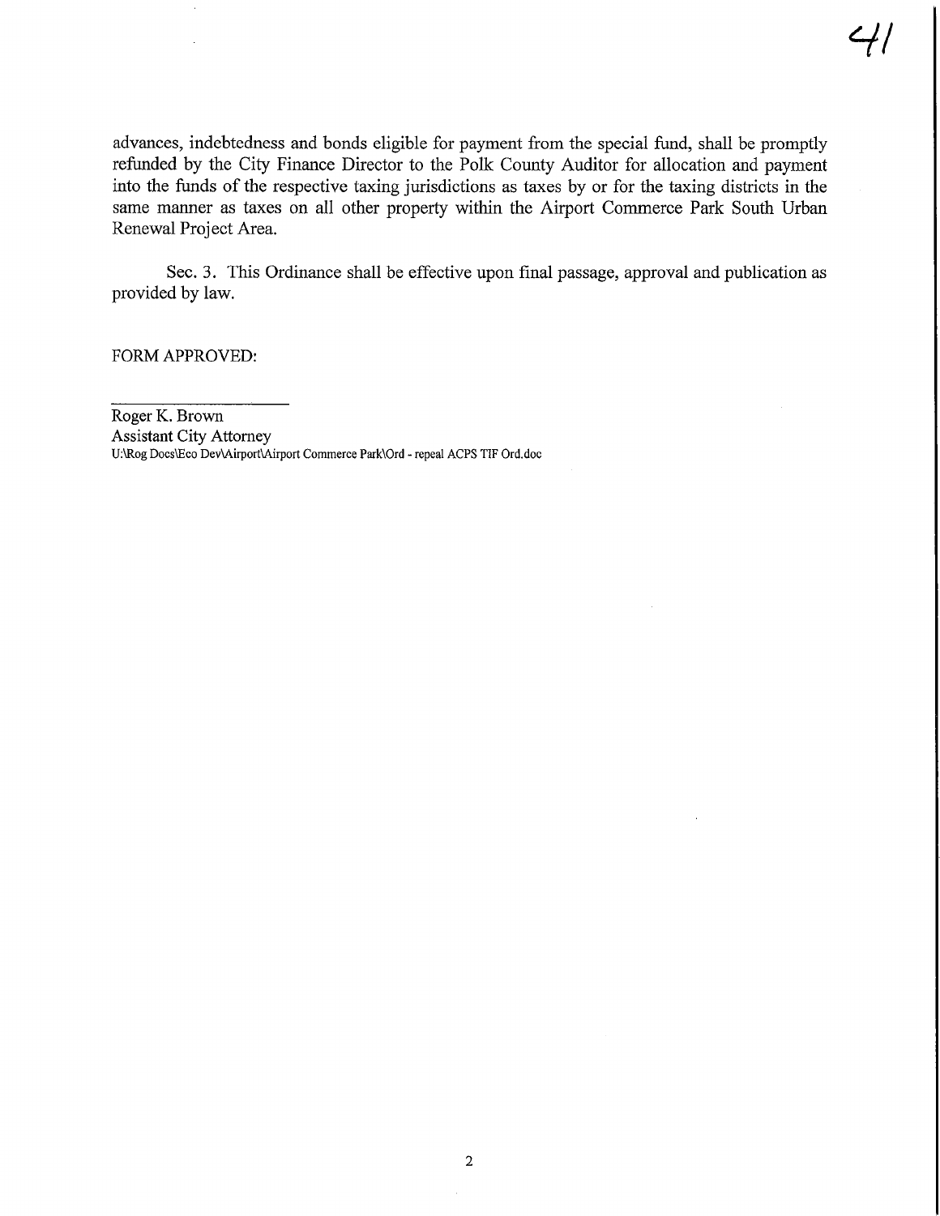advances, indebtedness and bonds eligible for payment from the special fund, shall be promptly refunded by the City Finance Director to the Polk County Auditor for allocation and payment into the funds of the respective taxing jurisdictions as taxes by or for the taxing districts in the same manner as taxes on all other property within the Airport Commerce Park South Urban Renewal Project Area.

Sec. 3. This Ordinance shall be effective upon final passage, approval and publication as provided by law.

FORM APPROVED:

Roger K. Brown
Assistant City Attorney
U:\Rog Docs\Eco Dev\Airport\Airport Commerce Park\Ord - repeal ACPS TIF Ord.doc